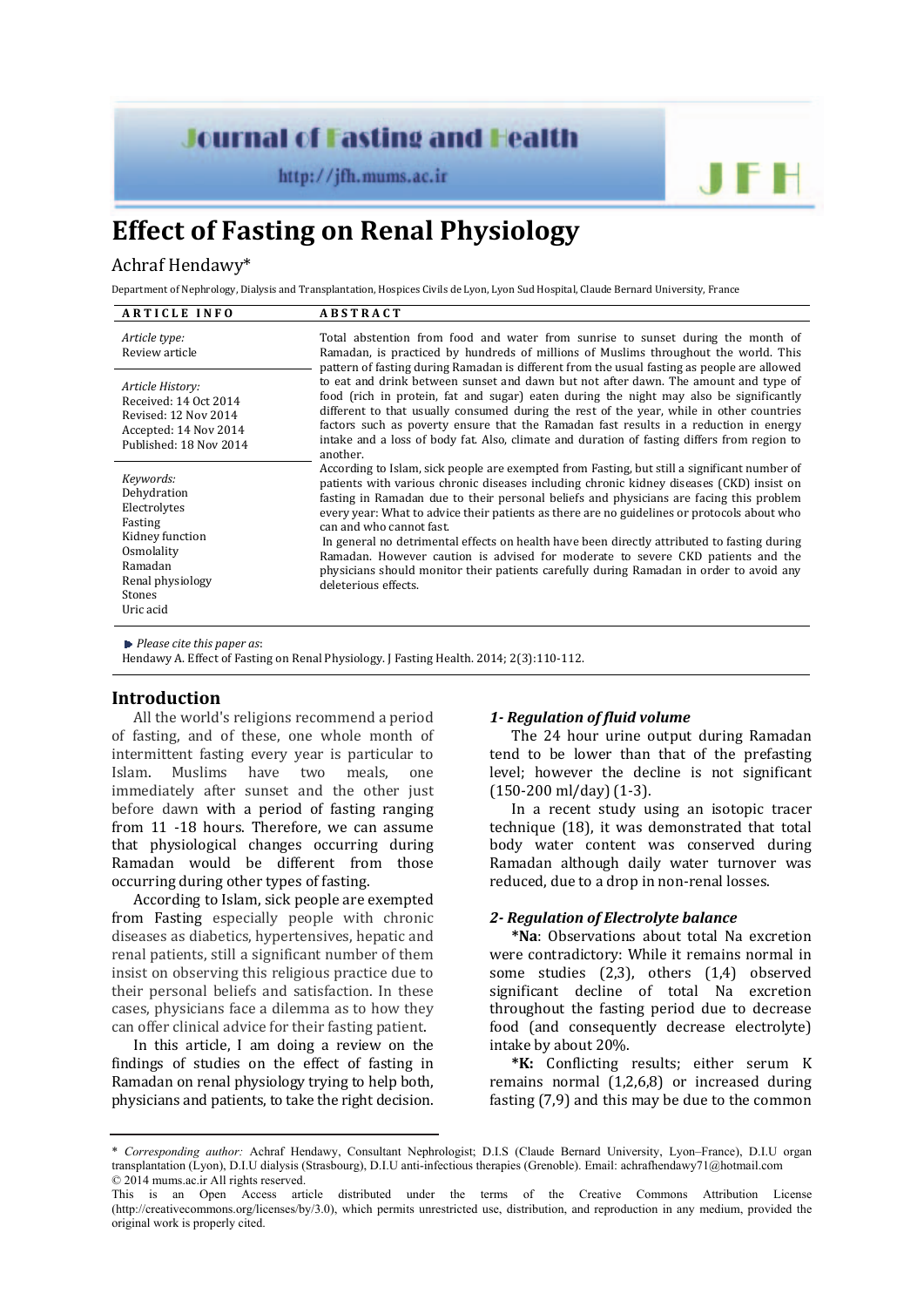# Effect of Fasting on Renal Physiology

Achraf Hendawy*

Department of Nephrology, Dialysis and Transplantation, Hospices Civils de Lyon, Lyon Sud Hospital, Claude Bernard University, France

**ARTICLE INFO**

*Article type:*
Review article

*Article History:*
Received: 14 Oct 2014
Revised: 12 Nov 2014
Accepted: 14 Nov 2014
Published: 18 Nov 2014

*Keywords:*
Dehydration
Electrolytes
Fasting
Kidney function
Osmolality
Ramadan
Renal physiology
Stones
Uric acid

**ABSTRACT**

Total abstention from food and water from sunrise to sunset during the month of Ramadan, is practiced by hundreds of millions of Muslims throughout the world. This pattern of fasting during Ramadan is different from the usual fasting as people are allowed to eat and drink between sunset and dawn but not after dawn. The amount and type of food (rich in protein, fat and sugar) eaten during the night may also be significantly different to that usually consumed during the rest of the year, while in other countries factors such as poverty ensure that the Ramadan fast results in a reduction in energy intake and a loss of body fat. Also, climate and duration of fasting differs from region to another.

According to Islam, sick people are exempted from Fasting, but still a significant number of patients with various chronic diseases including chronic kidney diseases (CKD) insist on fasting in Ramadan due to their personal beliefs and physicians are facing this problem every year: What to advice their patients as there are no guidelines or protocols about who can and who cannot fast.

In general no detrimental effects on health have been directly attributed to fasting during Ramadan. However caution is advised for moderate to severe CKD patients and the physicians should monitor their patients carefully during Ramadan in order to avoid any deleterious effects.

*Please cite this paper as*:
Hendawy A. Effect of Fasting on Renal Physiology. J Fasting Health. 2014; 2(3):110-112.

## Introduction

All the world's religions recommend a period of fasting, and of these, one whole month of intermittent fasting every year is particular to Islam. Muslims have two meals, one immediately after sunset and the other just before dawn with a period of fasting ranging from 11 -18 hours. Therefore, we can assume that physiological changes occurring during Ramadan would be different from those occurring during other types of fasting.

According to Islam, sick people are exempted from Fasting especially people with chronic diseases as diabetics, hypertensives, hepatic and renal patients, still a significant number of them insist on observing this religious practice due to their personal beliefs and satisfaction. In these cases, physicians face a dilemma as to how they can offer clinical advice for their fasting patient.

In this article, I am doing a review on the findings of studies on the effect of fasting in Ramadan on renal physiology trying to help both, physicians and patients, to take the right decision.

### *1- Regulation of fluid volume*

The 24 hour urine output during Ramadan tend to be lower than that of the prefasting level; however the decline is not significant (150-200 ml/day) (1-3).

In a recent study using an isotopic tracer technique (18), it was demonstrated that total body water content was conserved during Ramadan although daily water turnover was reduced, due to a drop in non-renal losses.

### *2- Regulation of Electrolyte balance*

**\*Na**: Observations about total Na excretion were contradictory: While it remains normal in some studies (2,3), others (1,4) observed significant decline of total Na excretion throughout the fasting period due to decrease food (and consequently decrease electrolyte) intake by about 20%.

**\*K:** Conflicting results; either serum K remains normal (1,2,6,8) or increased during fasting (7,9) and this may be due to the common

---

\* *Corresponding author:* Achraf Hendawy, Consultant Nephrologist; D.I.S (Claude Bernard University, Lyon–France), D.I.U organ transplantation (Lyon), D.I.U dialysis (Strasbourg), D.I.U anti-infectious therapies (Grenoble). Email: achrafhendawy71@hotmail.com
© 2014 mums.ac.ir All rights reserved.
This is an Open Access article distributed under the terms of the Creative Commons Attribution License (http://creativecommons.org/licenses/by/3.0), which permits unrestricted use, distribution, and reproduction in any medium, provided the original work is properly cited.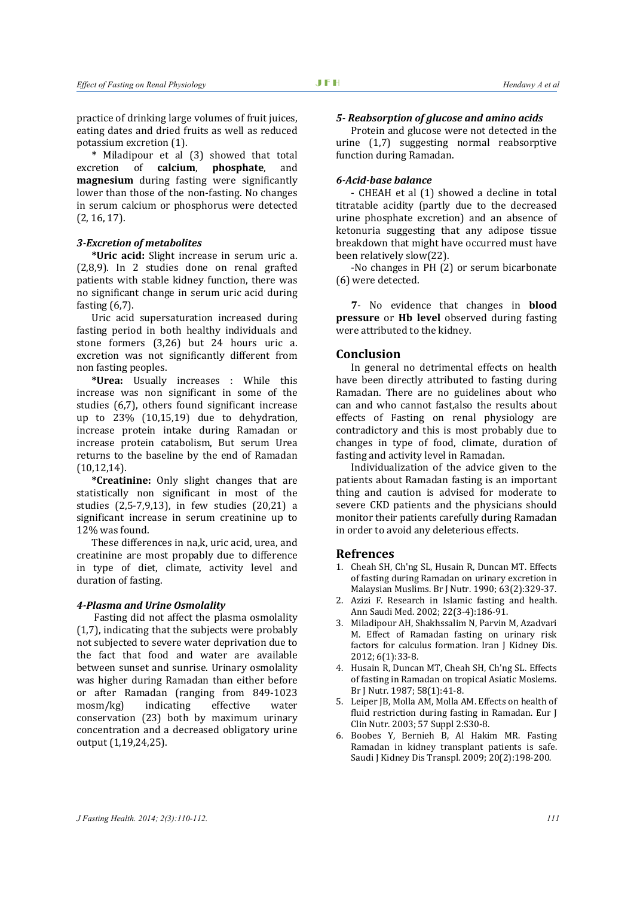practice of drinking large volumes of fruit juices, eating dates and dried fruits as well as reduced potassium excretion (1).

* Miladipour et al (3) showed that total excretion of **calcium**, **phosphate**, and **magnesium** during fasting were significantly lower than those of the non-fasting. No changes in serum calcium or phosphorus were detected (2, 16, 17).

### *3-Excretion of metabolites*

***Uric acid:** Slight increase in serum uric a. (2,8,9). In 2 studies done on renal grafted patients with stable kidney function, there was no significant change in serum uric acid during fasting (6,7).

Uric acid supersaturation increased during fasting period in both healthy individuals and stone formers (3,26) but 24 hours uric a. excretion was not significantly different from non fasting peoples.

***Urea:** Usually increases : While this increase was non significant in some of the studies (6,7), others found significant increase up to 23% (10,15,19) due to dehydration, increase protein intake during Ramadan or increase protein catabolism, But serum Urea returns to the baseline by the end of Ramadan (10,12,14).

***Creatinine:** Only slight changes that are statistically non significant in most of the studies (2,5-7,9,13), in few studies (20,21) a significant increase in serum creatinine up to 12% was found.

These differences in na,k, uric acid, urea, and creatinine are most propably due to difference in type of diet, climate, activity level and duration of fasting.

### *4-Plasma and Urine Osmolality*

Fasting did not affect the plasma osmolality (1,7), indicating that the subjects were probably not subjected to severe water deprivation due to the fact that food and water are available between sunset and sunrise. Urinary osmolality was higher during Ramadan than either before or after Ramadan (ranging from 849-1023 mosm/kg) indicating effective water conservation (23) both by maximum urinary concentration and a decreased obligatory urine output (1,19,24,25).

### *5- Reabsorption of glucose and amino acids*

Protein and glucose were not detected in the urine (1,7) suggesting normal reabsorptive function during Ramadan.

### *6-Acid-base balance*

- CHEAH et al (1) showed a decline in total titratable acidity (partly due to the decreased urine phosphate excretion) and an absence of ketonuria suggesting that any adipose tissue breakdown that might have occurred must have been relatively slow(22).

-No changes in PH (2) or serum bicarbonate (6) were detected.

**7**- No evidence that changes in **blood pressure** or **Hb level** observed during fasting were attributed to the kidney.

## Conclusion

In general no detrimental effects on health have been directly attributed to fasting during Ramadan. There are no guidelines about who can and who cannot fast,also the results about effects of Fasting on renal physiology are contradictory and this is most probably due to changes in type of food, climate, duration of fasting and activity level in Ramadan.

Individualization of the advice given to the patients about Ramadan fasting is an important thing and caution is advised for moderate to severe CKD patients and the physicians should monitor their patients carefully during Ramadan in order to avoid any deleterious effects.

## Refrences

1. Cheah SH, Ch'ng SL, Husain R, Duncan MT. Effects of fasting during Ramadan on urinary excretion in Malaysian Muslims. Br J Nutr. 1990; 63(2):329-37.
2. Azizi F. Research in Islamic fasting and health. Ann Saudi Med. 2002; 22(3-4):186-91.
3. Miladipour AH, Shakhssalim N, Parvin M, Azadvari M. Effect of Ramadan fasting on urinary risk factors for calculus formation. Iran J Kidney Dis. 2012; 6(1):33-8.
4. Husain R, Duncan MT, Cheah SH, Ch'ng SL. Effects of fasting in Ramadan on tropical Asiatic Moslems. Br J Nutr. 1987; 58(1):41-8.
5. Leiper JB, Molla AM, Molla AM. Effects on health of fluid restriction during fasting in Ramadan. Eur J Clin Nutr. 2003; 57 Suppl 2:S30-8.
6. Boobes Y, Bernieh B, Al Hakim MR. Fasting Ramadan in kidney transplant patients is safe. Saudi J Kidney Dis Transpl. 2009; 20(2):198-200.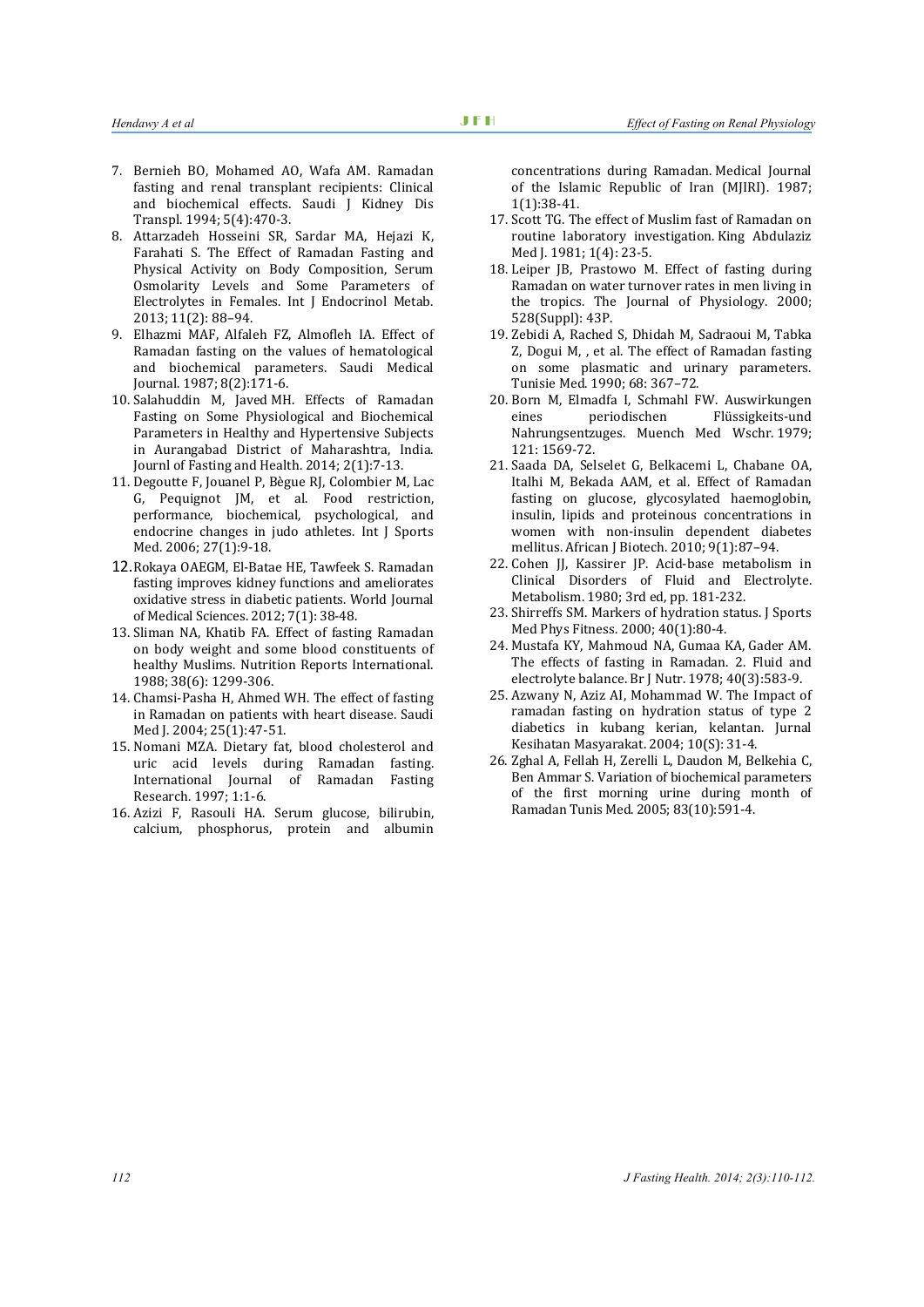7. Bernieh BO, Mohamed AO, Wafa AM. Ramadan fasting and renal transplant recipients: Clinical and biochemical effects. Saudi J Kidney Dis Transpl. 1994; 5(4):470-3.
8. Attarzadeh Hosseini SR, Sardar MA, Hejazi K, Farahati S. The Effect of Ramadan Fasting and Physical Activity on Body Composition, Serum Osmolarity Levels and Some Parameters of Electrolytes in Females. Int J Endocrinol Metab. 2013; 11(2): 88–94.
9. Elhazmi MAF, Alfaleh FZ, Almofleh IA. Effect of Ramadan fasting on the values of hematological and biochemical parameters. Saudi Medical Journal. 1987; 8(2):171-6.
10. Salahuddin M, Javed MH. Effects of Ramadan Fasting on Some Physiological and Biochemical Parameters in Healthy and Hypertensive Subjects in Aurangabad District of Maharashtra, India. Journl of Fasting and Health. 2014; 2(1):7-13.
11. Degoutte F, Jouanel P, Bègue RJ, Colombier M, Lac G, Pequignot JM, et al. Food restriction, performance, biochemical, psychological, and endocrine changes in judo athletes. Int J Sports Med. 2006; 27(1):9-18.
12. Rokaya OAEGM, El-Batae HE, Tawfeek S. Ramadan fasting improves kidney functions and ameliorates oxidative stress in diabetic patients. World Journal of Medical Sciences. 2012; 7(1): 38-48.
13. Sliman NA, Khatib FA. Effect of fasting Ramadan on body weight and some blood constituents of healthy Muslims. Nutrition Reports International. 1988; 38(6): 1299-306.
14. Chamsi-Pasha H, Ahmed WH. The effect of fasting in Ramadan on patients with heart disease. Saudi Med J. 2004; 25(1):47-51.
15. Nomani MZA. Dietary fat, blood cholesterol and uric acid levels during Ramadan fasting. International Journal of Ramadan Fasting Research. 1997; 1:1-6.
16. Azizi F, Rasouli HA. Serum glucose, bilirubin, calcium, phosphorus, protein and albumin concentrations during Ramadan. Medical Journal of the Islamic Republic of Iran (MJIRI). 1987; 1(1):38-41.
17. Scott TG. The effect of Muslim fast of Ramadan on routine laboratory investigation. King Abdulaziz Med J. 1981; 1(4): 23-5.
18. Leiper JB, Prastowo M. Effect of fasting during Ramadan on water turnover rates in men living in the tropics. The Journal of Physiology. 2000; 528(Suppl): 43P.
19. Zebidi A, Rached S, Dhidah M, Sadraoui M, Tabka Z, Dogui M, , et al. The effect of Ramadan fasting on some plasmatic and urinary parameters. Tunisie Med. 1990; 68: 367–72.
20. Born M, Elmadfa I, Schmahl FW. Auswirkungen eines periodischen Flüssigkeits-und Nahrungsentzuges. Muench Med Wschr. 1979; 121: 1569-72.
21. Saada DA, Selselet G, Belkacemi L, Chabane OA, Italhi M, Bekada AAM, et al. Effect of Ramadan fasting on glucose, glycosylated haemoglobin, insulin, lipids and proteinous concentrations in women with non-insulin dependent diabetes mellitus. African J Biotech. 2010; 9(1):87–94.
22. Cohen JJ, Kassirer JP. Acid-base metabolism in Clinical Disorders of Fluid and Electrolyte. Metabolism. 1980; 3rd ed, pp. 181-232.
23. Shirreffs SM. Markers of hydration status. J Sports Med Phys Fitness. 2000; 40(1):80-4.
24. Mustafa KY, Mahmoud NA, Gumaa KA, Gader AM. The effects of fasting in Ramadan. 2. Fluid and electrolyte balance. Br J Nutr. 1978; 40(3):583-9.
25. Azwany N, Aziz AI, Mohammad W. The Impact of ramadan fasting on hydration status of type 2 diabetics in kubang kerian, kelantan. Jurnal Kesihatan Masyarakat. 2004; 10(S): 31-4.
26. Zghal A, Fellah H, Zerelli L, Daudon M, Belkehia C, Ben Ammar S. Variation of biochemical parameters of the first morning urine during month of Ramadan Tunis Med. 2005; 83(10):591-4.